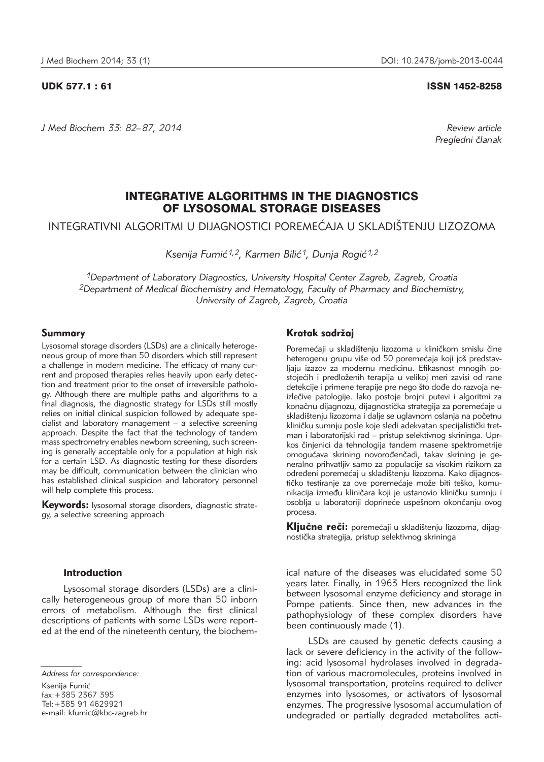UDK 577.1 : 61

ISSN 1452-8258

*Review article*
*Pregledni članak*

# INTEGRATIVE ALGORITHMS IN THE DIAGNOSTICS OF LYSOSOMAL STORAGE DISEASES

## INTEGRATIVNI ALGORITMI U DIJAGNOSTICI POREMEĆAJA U SKLADIŠTENJU LIZOZOMA

*Ksenija Fumić[1,2], Karmen Bilić[1], Dunja Rogić[1,2]*

*[1]Department of Laboratory Diagnostics, University Hospital Center Zagreb, Zagreb, Croatia*
*[2]Department of Medical Biochemistry and Hematology, Faculty of Pharmacy and Biochemistry, University of Zagreb, Zagreb, Croatia*

### Summary

Lysosomal storage disorders (LSDs) are a clinically heterogeneous group of more than 50 disorders which still represent a challenge in modern medicine. The efficacy of many current and proposed therapies relies heavily upon early detection and treatment prior to the onset of irreversible pathology. Although there are multiple paths and algorithms to a final diagnosis, the diagnostic strategy for LSDs still mostly relies on initial clinical suspicion followed by adequate specialist and laboratory management – a selective screening approach. Despite the fact that the technology of tandem mass spectrometry enables newborn screening, such screening is generally acceptable only for a population at high risk for a certain LSD. As diagnostic testing for these disorders may be difficult, communication between the clinician who has established clinical suspicion and laboratory personnel will help complete this process.

**Keywords:** lysosomal storage disorders, diagnostic strategy, a selective screening approach

### Kratak sadržaj

Poremećaji u skladištenju lizozoma u kliničkom smislu čine heterogenu grupu više od 50 poremećaja koji još predstavljaju izazov za modernu medicinu. Efikasnost mnogih postojećih i predloženih terapija u velikoj meri zavisi od rane detekcije i primene terapije pre nego što dođe do razvoja neizlečive patologije. Iako postoje brojni putevi i algoritmi za konačnu dijagnozu, dijagnostička strategija za poremećaje u skladištenju lizozoma i dalje se uglavnom oslanja na početnu kliničku sumnju posle koje sledi adekvatan specijalistički tretman i laboratorijski rad – pristup selektivnog skrininga. Uprkos činjenici da tehnologija tandem masene spektrometrije omogućava skrining novorođenčadi, takav skrining je generalno prihvatljiv samo za populacije sa visokim rizikom za određeni poremećaj u skladištenju lizozoma. Kako dijagnostičko testiranje za ove poremećaje može biti teško, komunikacija između kliničara koji je ustanovio kliničku sumnju i osoblja u laboratoriji doprineće uspešnom okončanju ovog procesa.

**Ključne reči:** poremećaji u skladištenju lizozoma, dijagnostička strategija, pristup selektivnog skrininga

### Introduction

Lysosomal storage disorders (LSDs) are a clinically heterogeneous group of more than 50 inborn errors of metabolism. Although the first clinical descriptions of patients with some LSDs were reported at the end of the nineteenth century, the biochemical nature of the diseases was elucidated some 50 years later. Finally, in 1963 Hers recognized the link between lysosomal enzyme deficiency and storage in Pompe patients. Since then, new advances in the pathophysiology of these complex disorders have been continuously made (1).

LSDs are caused by genetic defects causing a lack or severe deficiency in the activity of the following: acid lysosomal hydrolases involved in degradation of various macromolecules, proteins involved in lysosomal transportation, proteins required to deliver enzymes into lysosomes, or activators of lysosomal enzymes. The progressive lysosomal accumulation of undegraded or partially degraded metabolites acti-

*Address for correspondence:*

Ksenija Fumić
fax: +385 2367 395
Tel: +385 91 4629921
e-mail: kfumic@kbc-zagreb.hr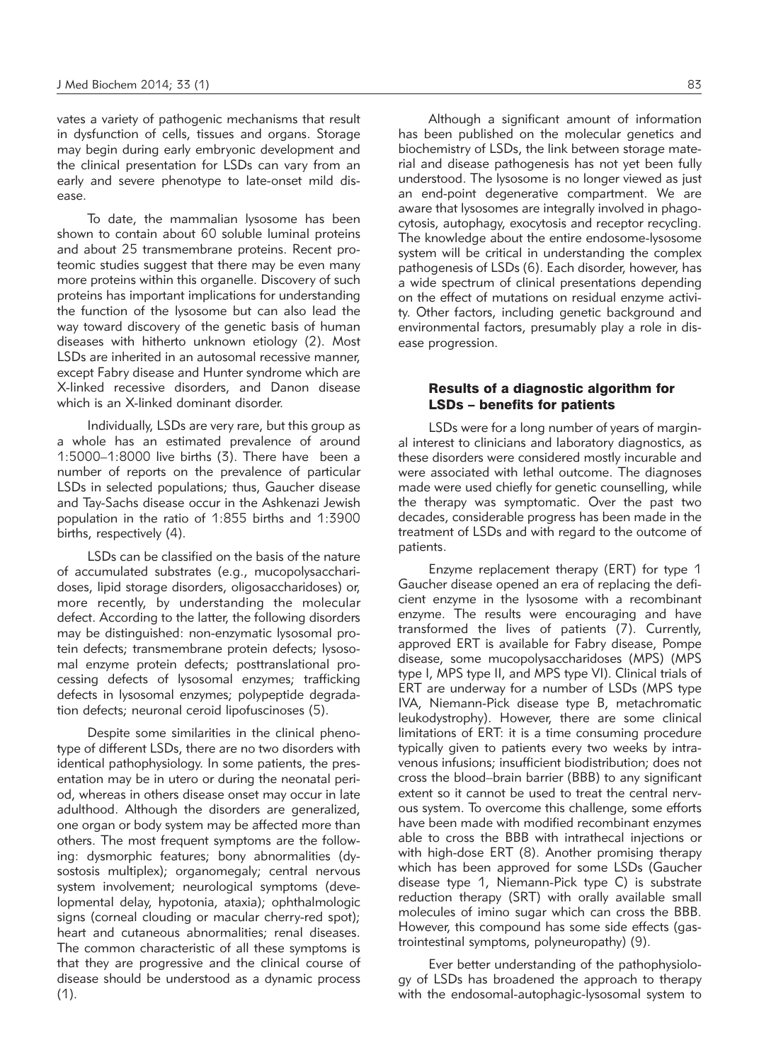vates a variety of pathogenic mechanisms that result in dysfunction of cells, tissues and organs. Storage may begin during early embryonic development and the clinical presentation for LSDs can vary from an early and severe phenotype to late-onset mild disease.

To date, the mammalian lysosome has been shown to contain about 60 soluble luminal proteins and about 25 transmembrane proteins. Recent proteomic studies suggest that there may be even many more proteins within this organelle. Discovery of such proteins has important implications for understanding the function of the lysosome but can also lead the way toward discovery of the genetic basis of human diseases with hitherto unknown etiology (2). Most LSDs are inherited in an autosomal recessive manner, except Fabry disease and Hunter syndrome which are X-linked recessive disorders, and Danon disease which is an X-linked dominant disorder.

Individually, LSDs are very rare, but this group as a whole has an estimated prevalence of around 1:5000–1:8000 live births (3). There have been a number of reports on the prevalence of particular LSDs in selected populations; thus, Gaucher disease and Tay-Sachs disease occur in the Ashkenazi Jewish population in the ratio of 1:855 births and 1:3900 births, respectively (4).

LSDs can be classified on the basis of the nature of accumulated substrates (e.g., mucopolysaccharidoses, lipid storage disorders, oligosaccharidoses) or, more recently, by understanding the molecular defect. According to the latter, the following disorders may be distinguished: non-enzymatic lysosomal protein defects; transmembrane protein defects; lysosomal enzyme protein defects; posttranslational processing defects of lysosomal enzymes; trafficking defects in lysosomal enzymes; polypeptide degradation defects; neuronal ceroid lipofuscinoses (5).

Despite some similarities in the clinical phenotype of different LSDs, there are no two disorders with identical pathophysiology. In some patients, the presentation may be in utero or during the neonatal period, whereas in others disease onset may occur in late adulthood. Although the disorders are generalized, one organ or body system may be affected more than others. The most frequent symptoms are the following: dysmorphic features; bony abnormalities (dysostosis multiplex); organomegaly; central nervous system involvement; neurological symptoms (developmental delay, hypotonia, ataxia); ophthalmologic signs (corneal clouding or macular cherry-red spot); heart and cutaneous abnormalities; renal diseases. The common characteristic of all these symptoms is that they are progressive and the clinical course of disease should be understood as a dynamic process (1).

Although a significant amount of information has been published on the molecular genetics and biochemistry of LSDs, the link between storage material and disease pathogenesis has not yet been fully understood. The lysosome is no longer viewed as just an end-point degenerative compartment. We are aware that lysosomes are integrally involved in phagocytosis, autophagy, exocytosis and receptor recycling. The knowledge about the entire endosome-lysosome system will be critical in understanding the complex pathogenesis of LSDs (6). Each disorder, however, has a wide spectrum of clinical presentations depending on the effect of mutations on residual enzyme activity. Other factors, including genetic background and environmental factors, presumably play a role in disease progression.

## Results of a diagnostic algorithm for LSDs – benefits for patients

LSDs were for a long number of years of marginal interest to clinicians and laboratory diagnostics, as these disorders were considered mostly incurable and were associated with lethal outcome. The diagnoses made were used chiefly for genetic counselling, while the therapy was symptomatic. Over the past two decades, considerable progress has been made in the treatment of LSDs and with regard to the outcome of patients.

Enzyme replacement therapy (ERT) for type 1 Gaucher disease opened an era of replacing the deficient enzyme in the lysosome with a recombinant enzyme. The results were encouraging and have transformed the lives of patients (7). Currently, approved ERT is available for Fabry disease, Pompe disease, some mucopolysaccharidoses (MPS) (MPS type I, MPS type II, and MPS type VI). Clinical trials of ERT are underway for a number of LSDs (MPS type IVA, Niemann-Pick disease type B, metachromatic leukodystrophy). However, there are some clinical limitations of ERT: it is a time consuming procedure typically given to patients every two weeks by intravenous infusions; insufficient biodistribution; does not cross the blood–brain barrier (BBB) to any significant extent so it cannot be used to treat the central nervous system. To overcome this challenge, some efforts have been made with modified recombinant enzymes able to cross the BBB with intrathecal injections or with high-dose ERT (8). Another promising therapy which has been approved for some LSDs (Gaucher disease type 1, Niemann-Pick type C) is substrate reduction therapy (SRT) with orally available small molecules of imino sugar which can cross the BBB. However, this compound has some side effects (gastrointestinal symptoms, polyneuropathy) (9).

Ever better understanding of the pathophysiology of LSDs has broadened the approach to therapy with the endosomal-autophagic-lysosomal system to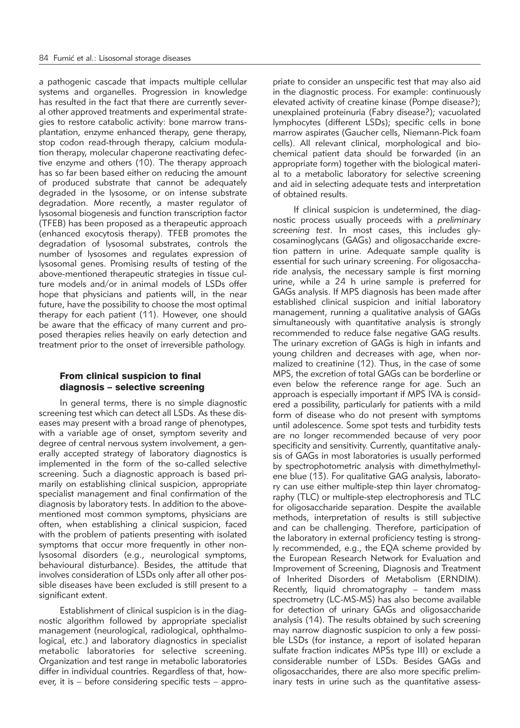a pathogenic cascade that impacts multiple cellular systems and organelles. Progression in knowledge has resulted in the fact that there are currently several other approved treatments and experimental strategies to restore catabolic activity: bone marrow transplantation, enzyme enhanced therapy, gene therapy, stop codon read-through therapy, calcium modulation therapy, molecular chaperone reactivating defective enzyme and others (10). The therapy approach has so far been based either on reducing the amount of produced substrate that cannot be adequately degraded in the lysosome, or on intense substrate degradation. More recently, a master regulator of lysosomal biogenesis and function transcription factor (TFEB) has been proposed as a therapeutic approach (enhanced exocytosis therapy). TFEB promotes the degradation of lysosomal substrates, controls the number of lysosomes and regulates expression of lysosomal genes. Promising results of testing of the above-mentioned therapeutic strategies in tissue culture models and/or in animal models of LSDs offer hope that physicians and patients will, in the near future, have the possibility to choose the most optimal therapy for each patient (11). However, one should be aware that the efficacy of many current and proposed therapies relies heavily on early detection and treatment prior to the onset of irreversible pathology.

## From clinical suspicion to final diagnosis – selective screening

In general terms, there is no simple diagnostic screening test which can detect all LSDs. As these diseases may present with a broad range of phenotypes, with a variable age of onset, symptom severity and degree of central nervous system involvement, a generally accepted strategy of laboratory diagnostics is implemented in the form of the so-called selective screening. Such a diagnostic approach is based primarily on establishing clinical suspicion, appropriate specialist management and final confirmation of the diagnosis by laboratory tests. In addition to the above-mentioned most common symptoms, physicians are often, when establishing a clinical suspicion, faced with the problem of patients presenting with isolated symptoms that occur more frequently in other non-lysosomal disorders (e.g., neurological symptoms, behavioural disturbance). Besides, the attitude that involves consideration of LSDs only after all other possible diseases have been excluded is still present to a significant extent.

Establishment of clinical suspicion is in the diagnostic algorithm followed by appropriate specialist management (neurological, radiological, ophthalmological, etc.) and laboratory diagnostics in specialist metabolic laboratories for selective screening. Organization and test range in metabolic laboratories differ in individual countries. Regardless of that, however, it is – before considering specific tests – appropriate to consider an unspecific test that may also aid in the diagnostic process. For example: continuously elevated activity of creatine kinase (Pompe disease?); unexplained proteinuria (Fabry disease?); vacuolated lymphocytes (different LSDs); specific cells in bone marrow aspirates (Gaucher cells, Niemann-Pick foam cells). All relevant clinical, morphological and biochemical patient data should be forwarded (in an appropriate form) together with the biological material to a metabolic laboratory for selective screening and aid in selecting adequate tests and interpretation of obtained results.

If clinical suspicion is undetermined, the diagnostic process usually proceeds with a *preliminary screening test*. In most cases, this includes glycosaminoglycans (GAGs) and oligosaccharide excretion pattern in urine. Adequate sample quality is essential for such urinary screening. For oligosaccharide analysis, the necessary sample is first morning urine, while a 24 h urine sample is preferred for GAGs analysis. If MPS diagnosis has been made after established clinical suspicion and initial laboratory management, running a qualitative analysis of GAGs simultaneously with quantitative analysis is strongly recommended to reduce false negative GAG results. The urinary excretion of GAGs is high in infants and young children and decreases with age, when normalized to creatinine (12). Thus, in the case of some MPS, the excretion of total GAGs can be borderline or even below the reference range for age. Such an approach is especially important if MPS IVA is considered a possibility, particularly for patients with a mild form of disease who do not present with symptoms until adolescence. Some spot tests and turbidity tests are no longer recommended because of very poor specificity and sensitivity. Currently, quantitative analysis of GAGs in most laboratories is usually performed by spectrophotometric analysis with dimethylmethylene blue (13). For qualitative GAG analysis, laboratory can use either multiple-step thin layer chromatography (TLC) or multiple-step electrophoresis and TLC for oligosaccharide separation. Despite the available methods, interpretation of results is still subjective and can be challenging. Therefore, participation of the laboratory in external proficiency testing is strongly recommended, e.g., the EQA scheme provided by the European Research Network for Evaluation and Improvement of Screening, Diagnosis and Treatment of Inherited Disorders of Metabolism (ERNDIM). Recently, liquid chromatography – tandem mass spectrometry (LC-MS-MS) has also become available for detection of urinary GAGs and oligosaccharide analysis (14). The results obtained by such screening may narrow diagnostic suspicion to only a few possible LSDs (for instance, a report of isolated heparan sulfate fraction indicates MPSs type III) or exclude a considerable number of LSDs. Besides GAGs and oligosaccharides, there are also more specific preliminary tests in urine such as the quantitative assess-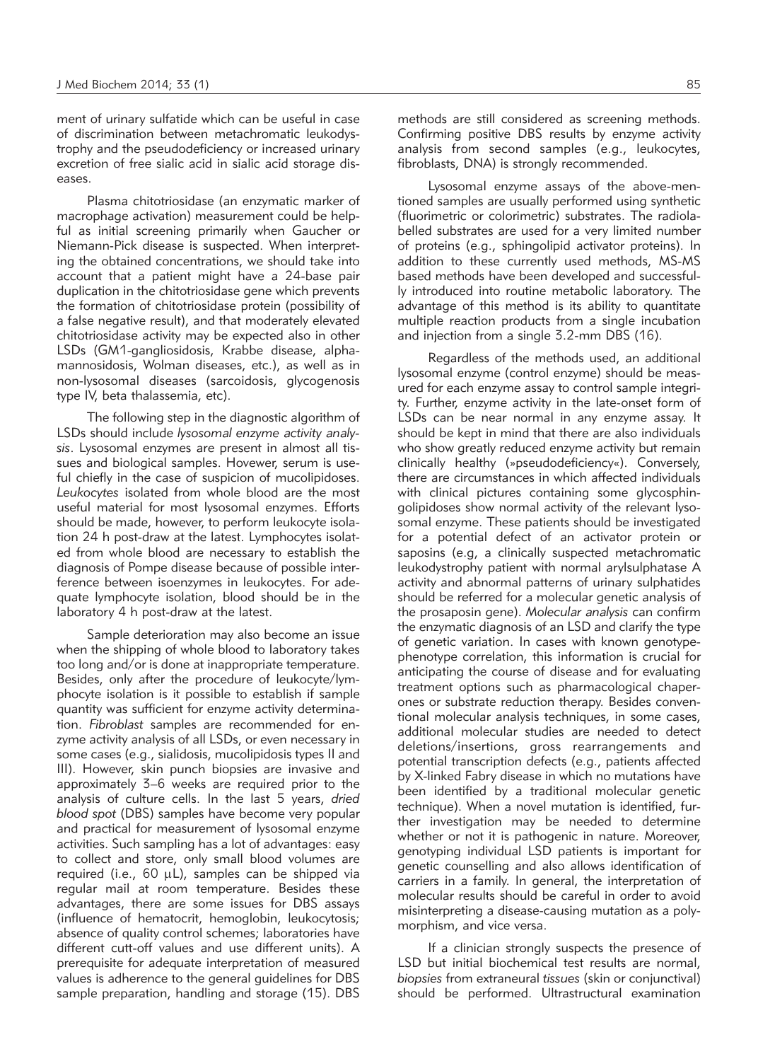ment of urinary sulfatide which can be useful in case of discrimination between metachromatic leukodystrophy and the pseudodeficiency or increased urinary excretion of free sialic acid in sialic acid storage diseases.

Plasma chitotriosidase (an enzymatic marker of macrophage activation) measurement could be helpful as initial screening primarily when Gaucher or Niemann-Pick disease is suspected. When interpreting the obtained concentrations, we should take into account that a patient might have a 24-base pair duplication in the chitotriosidase gene which prevents the formation of chitotriosidase protein (possibility of a false negative result), and that moderately elevated chitotriosidase activity may be expected also in other LSDs (GM1-gangliosidosis, Krabbe disease, alpha-mannosidosis, Wolman diseases, etc.), as well as in non-lysosomal diseases (sarcoidosis, glycogenosis type IV, beta thalassemia, etc).

The following step in the diagnostic algorithm of LSDs should include *lysosomal enzyme activity analysis*. Lysosomal enzymes are present in almost all tissues and biological samples. However, serum is useful chiefly in the case of suspicion of mucolipidoses. *Leukocytes* isolated from whole blood are the most useful material for most lysosomal enzymes. Efforts should be made, however, to perform leukocyte isolation 24 h post-draw at the latest. Lymphocytes isolated from whole blood are necessary to establish the diagnosis of Pompe disease because of possible interference between isoenzymes in leukocytes. For adequate lymphocyte isolation, blood should be in the laboratory 4 h post-draw at the latest.

Sample deterioration may also become an issue when the shipping of whole blood to laboratory takes too long and/or is done at inappropriate temperature. Besides, only after the procedure of leukocyte/lymphocyte isolation is it possible to establish if sample quantity was sufficient for enzyme activity determination. *Fibroblast* samples are recommended for enzyme activity analysis of all LSDs, or even necessary in some cases (e.g., sialidosis, mucolipidosis types II and III). However, skin punch biopsies are invasive and approximately 3–6 weeks are required prior to the analysis of culture cells. In the last 5 years, *dried blood spot* (DBS) samples have become very popular and practical for measurement of lysosomal enzyme activities. Such sampling has a lot of advantages: easy to collect and store, only small blood volumes are required (i.e., 60 μL), samples can be shipped via regular mail at room temperature. Besides these advantages, there are some issues for DBS assays (influence of hematocrit, hemoglobin, leukocytosis; absence of quality control schemes; laboratories have different cutt-off values and use different units). A prerequisite for adequate interpretation of measured values is adherence to the general guidelines for DBS sample preparation, handling and storage (15). DBS methods are still considered as screening methods. Confirming positive DBS results by enzyme activity analysis from second samples (e.g., leukocytes, fibroblasts, DNA) is strongly recommended.

Lysosomal enzyme assays of the above-mentioned samples are usually performed using synthetic (fluorimetric or colorimetric) substrates. The radiolabelled substrates are used for a very limited number of proteins (e.g., sphingolipid activator proteins). In addition to these currently used methods, MS-MS based methods have been developed and successfully introduced into routine metabolic laboratory. The advantage of this method is its ability to quantitate multiple reaction products from a single incubation and injection from a single 3.2-mm DBS (16).

Regardless of the methods used, an additional lysosomal enzyme (control enzyme) should be measured for each enzyme assay to control sample integrity. Further, enzyme activity in the late-onset form of LSDs can be near normal in any enzyme assay. It should be kept in mind that there are also individuals who show greatly reduced enzyme activity but remain clinically healthy (»pseudodeficiency«). Conversely, there are circumstances in which affected individuals with clinical pictures containing some glycosphingolipidoses show normal activity of the relevant lysosomal enzyme. These patients should be investigated for a potential defect of an activator protein or saposins (e.g, a clinically suspected metachromatic leukodystrophy patient with normal arylsulphatase A activity and abnormal patterns of urinary sulphatides should be referred for a molecular genetic analysis of the prosaposin gene). *Molecular analysis* can confirm the enzymatic diagnosis of an LSD and clarify the type of genetic variation. In cases with known genotype-phenotype correlation, this information is crucial for anticipating the course of disease and for evaluating treatment options such as pharmacological chaperones or substrate reduction therapy. Besides conventional molecular analysis techniques, in some cases, additional molecular studies are needed to detect deletions/insertions, gross rearrangements and potential transcription defects (e.g., patients affected by X-linked Fabry disease in which no mutations have been identified by a traditional molecular genetic technique). When a novel mutation is identified, further investigation may be needed to determine whether or not it is pathogenic in nature. Moreover, genotyping individual LSD patients is important for genetic counselling and also allows identification of carriers in a family. In general, the interpretation of molecular results should be careful in order to avoid misinterpreting a disease-causing mutation as a polymorphism, and vice versa.

If a clinician strongly suspects the presence of LSD but initial biochemical test results are normal, *biopsies* from extraneural *tissues* (skin or conjunctival) should be performed. Ultrastructural examination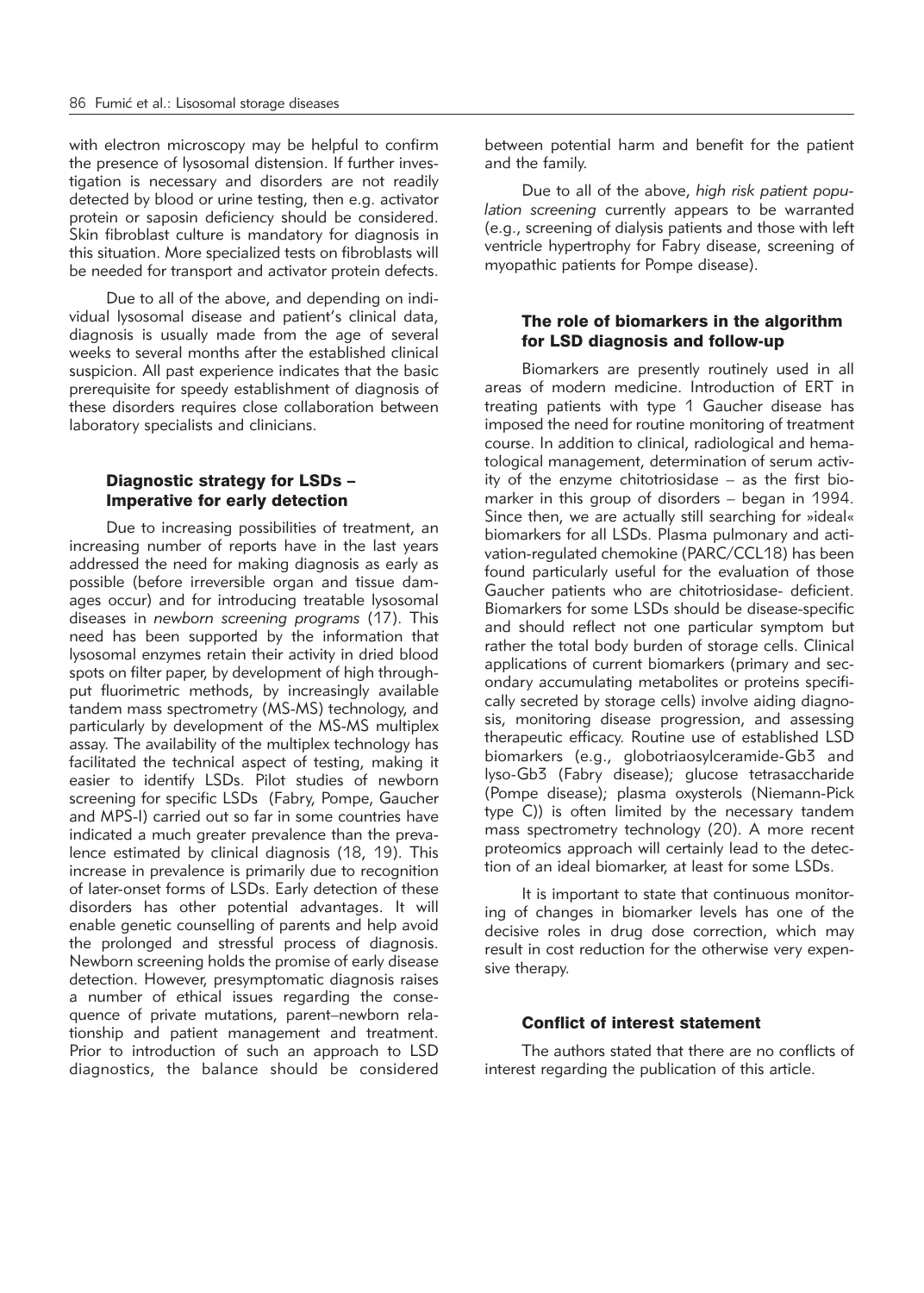with electron microscopy may be helpful to confirm the presence of lysosomal distension. If further investigation is necessary and disorders are not readily detected by blood or urine testing, then e.g. activator protein or saposin deficiency should be considered. Skin fibroblast culture is mandatory for diagnosis in this situation. More specialized tests on fibroblasts will be needed for transport and activator protein defects.

Due to all of the above, and depending on individual lysosomal disease and patient's clinical data, diagnosis is usually made from the age of several weeks to several months after the established clinical suspicion. All past experience indicates that the basic prerequisite for speedy establishment of diagnosis of these disorders requires close collaboration between laboratory specialists and clinicians.

### Diagnostic strategy for LSDs – Imperative for early detection

Due to increasing possibilities of treatment, an increasing number of reports have in the last years addressed the need for making diagnosis as early as possible (before irreversible organ and tissue damages occur) and for introducing treatable lysosomal diseases in *newborn screening programs* (17). This need has been supported by the information that lysosomal enzymes retain their activity in dried blood spots on filter paper, by development of high throughput fluorimetric methods, by increasingly available tandem mass spectrometry (MS-MS) technology, and particularly by development of the MS-MS multiplex assay. The availability of the multiplex technology has facilitated the technical aspect of testing, making it easier to identify LSDs. Pilot studies of newborn screening for specific LSDs (Fabry, Pompe, Gaucher and MPS-I) carried out so far in some countries have indicated a much greater prevalence than the prevalence estimated by clinical diagnosis (18, 19). This increase in prevalence is primarily due to recognition of later-onset forms of LSDs. Early detection of these disorders has other potential advantages. It will enable genetic counselling of parents and help avoid the prolonged and stressful process of diagnosis. Newborn screening holds the promise of early disease detection. However, presymptomatic diagnosis raises a number of ethical issues regarding the consequence of private mutations, parent–newborn relationship and patient management and treatment. Prior to introduction of such an approach to LSD diagnostics, the balance should be considered between potential harm and benefit for the patient and the family.

Due to all of the above, *high risk patient population screening* currently appears to be warranted (e.g., screening of dialysis patients and those with left ventricle hypertrophy for Fabry disease, screening of myopathic patients for Pompe disease).

### The role of biomarkers in the algorithm for LSD diagnosis and follow-up

Biomarkers are presently routinely used in all areas of modern medicine. Introduction of ERT in treating patients with type 1 Gaucher disease has imposed the need for routine monitoring of treatment course. In addition to clinical, radiological and hematological management, determination of serum activity of the enzyme chitotriosidase – as the first biomarker in this group of disorders – began in 1994. Since then, we are actually still searching for »ideal« biomarkers for all LSDs. Plasma pulmonary and activation-regulated chemokine (PARC/CCL18) has been found particularly useful for the evaluation of those Gaucher patients who are chitotriosidase- deficient. Biomarkers for some LSDs should be disease-specific and should reflect not one particular symptom but rather the total body burden of storage cells. Clinical applications of current biomarkers (primary and secondary accumulating metabolites or proteins specifically secreted by storage cells) involve aiding diagnosis, monitoring disease progression, and assessing therapeutic efficacy. Routine use of established LSD biomarkers (e.g., globotriaosylceramide-Gb3 and lyso-Gb3 (Fabry disease); glucose tetrasaccharide (Pompe disease); plasma oxysterols (Niemann-Pick type C)) is often limited by the necessary tandem mass spectrometry technology (20). A more recent proteomics approach will certainly lead to the detection of an ideal biomarker, at least for some LSDs.

It is important to state that continuous monitoring of changes in biomarker levels has one of the decisive roles in drug dose correction, which may result in cost reduction for the otherwise very expensive therapy.

### Conflict of interest statement

The authors stated that there are no conflicts of interest regarding the publication of this article.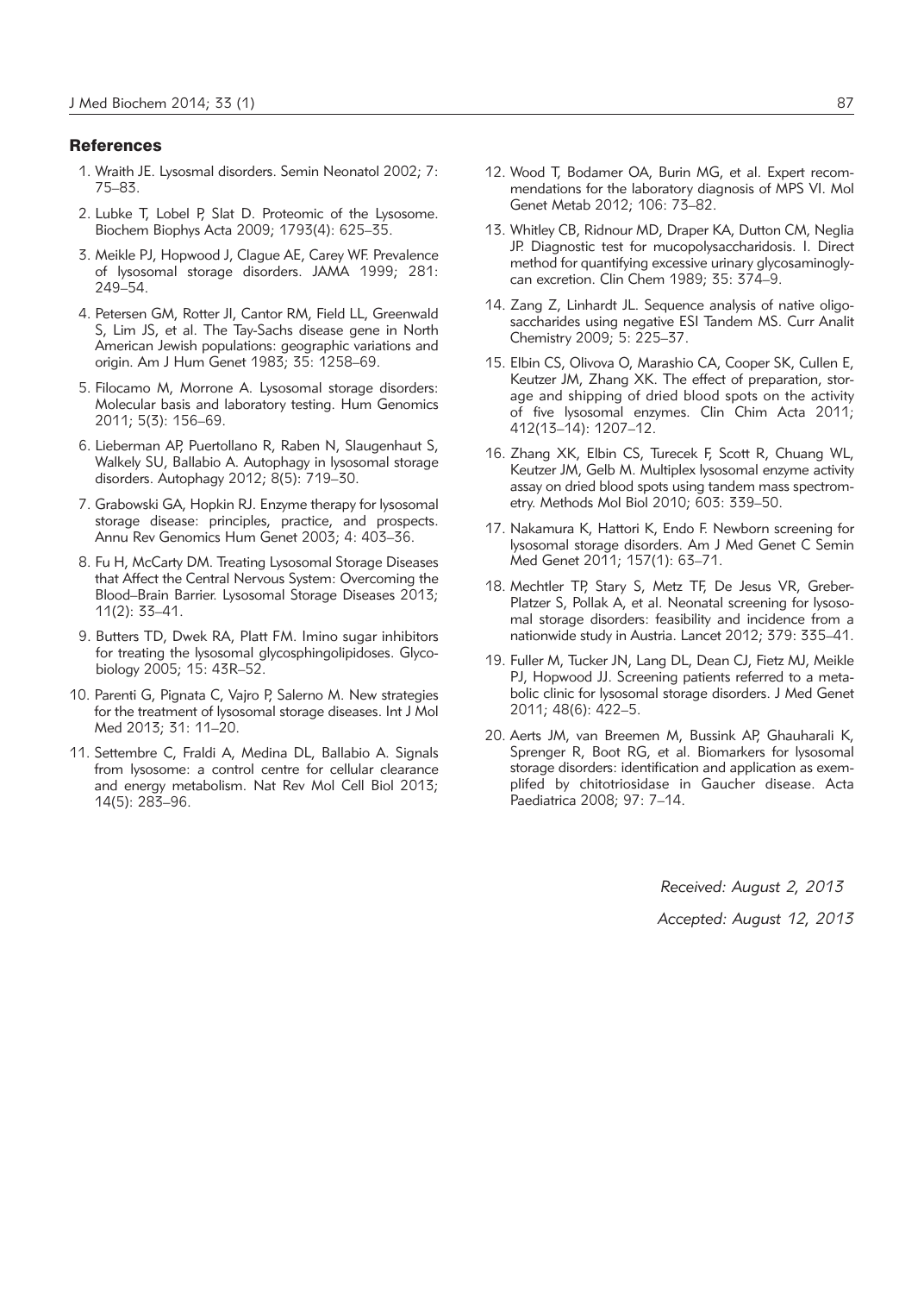## References

1. Wraith JE. Lysosmal disorders. Semin Neonatol 2002; 7: 75–83.
2. Lubke T, Lobel P, Slat D. Proteomic of the Lysosome. Biochem Biophys Acta 2009; 1793(4): 625–35.
3. Meikle PJ, Hopwood J, Clague AE, Carey WF. Prevalence of lysosomal storage disorders. JAMA 1999; 281: 249–54.
4. Petersen GM, Rotter JI, Cantor RM, Field LL, Greenwald S, Lim JS, et al. The Tay-Sachs disease gene in North American Jewish populations: geographic variations and origin. Am J Hum Genet 1983; 35: 1258–69.
5. Filocamo M, Morrone A. Lysosomal storage disorders: Molecular basis and laboratory testing. Hum Genomics 2011; 5(3): 156–69.
6. Lieberman AP, Puertollano R, Raben N, Slaugenhaut S, Walkely SU, Ballabio A. Autophagy in lysosomal storage disorders. Autophagy 2012; 8(5): 719–30.
7. Grabowski GA, Hopkin RJ. Enzyme therapy for lysosomal storage disease: principles, practice, and prospects. Annu Rev Genomics Hum Genet 2003; 4: 403–36.
8. Fu H, McCarty DM. Treating Lysosomal Storage Diseases that Affect the Central Nervous System: Overcoming the Blood–Brain Barrier. Lysosomal Storage Diseases 2013; 11(2): 33–41.
9. Butters TD, Dwek RA, Platt FM. Imino sugar inhibitors for treating the lysosomal glycosphingolipidoses. Glycobiology 2005; 15: 43R–52.
10. Parenti G, Pignata C, Vajro P, Salerno M. New strategies for the treatment of lysosomal storage diseases. Int J Mol Med 2013; 31: 11–20.
11. Settembre C, Fraldi A, Medina DL, Ballabio A. Signals from lysosome: a control centre for cellular clearance and energy metabolism. Nat Rev Mol Cell Biol 2013; 14(5): 283–96.
12. Wood T, Bodamer OA, Burin MG, et al. Expert recommendations for the laboratory diagnosis of MPS VI. Mol Genet Metab 2012; 106: 73–82.
13. Whitley CB, Ridnour MD, Draper KA, Dutton CM, Neglia JP. Diagnostic test for mucopolysaccharidosis. I. Direct method for quantifying excessive urinary glycosaminoglycan excretion. Clin Chem 1989; 35: 374–9.
14. Zang Z, Linhardt JL. Sequence analysis of native oligosaccharides using negative ESI Tandem MS. Curr Analit Chemistry 2009; 5: 225–37.
15. Elbin CS, Olivova O, Marashio CA, Cooper SK, Cullen E, Keutzer JM, Zhang XK. The effect of preparation, storage and shipping of dried blood spots on the activity of five lysosomal enzymes. Clin Chim Acta 2011; 412(13–14): 1207–12.
16. Zhang XK, Elbin CS, Turecek F, Scott R, Chuang WL, Keutzer JM, Gelb M. Multiplex lysosomal enzyme activity assay on dried blood spots using tandem mass spectrometry. Methods Mol Biol 2010; 603: 339–50.
17. Nakamura K, Hattori K, Endo F. Newborn screening for lysosomal storage disorders. Am J Med Genet C Semin Med Genet 2011; 157(1): 63–71.
18. Mechtler TP, Stary S, Metz TF, De Jesus VR, Greber-Platzer S, Pollak A, et al. Neonatal screening for lysosomal storage disorders: feasibility and incidence from a nationwide study in Austria. Lancet 2012; 379: 335–41.
19. Fuller M, Tucker JN, Lang DL, Dean CJ, Fietz MJ, Meikle PJ, Hopwood JJ. Screening patients referred to a metabolic clinic for lysosomal storage disorders. J Med Genet 2011; 48(6): 422–5.
20. Aerts JM, van Breemen M, Bussink AP, Ghauharali K, Sprenger R, Boot RG, et al. Biomarkers for lysosomal storage disorders: identification and application as examplifed by chitotriosidase in Gaucher disease. Acta Paediatrica 2008; 97: 7–14.

*Received: August 2, 2013*

*Accepted: August 12, 2013*